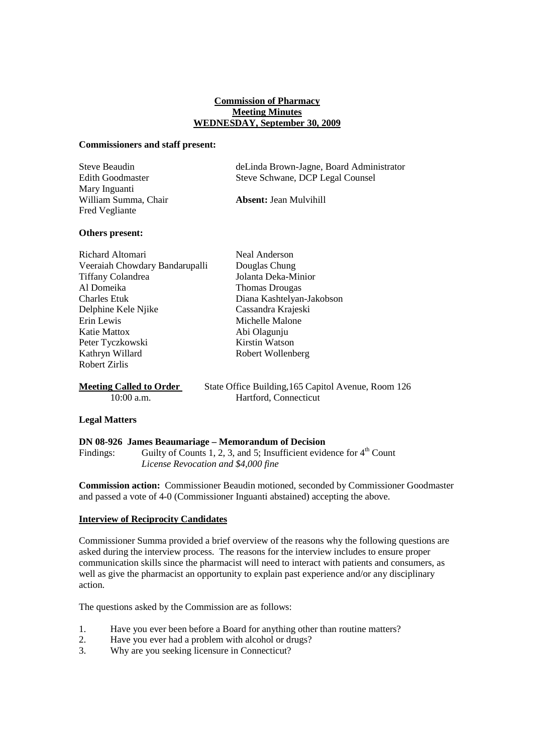# Commission of Pharmacy
## Meeting Minutes
## WEDNESDAY, September 30, 2009

**Commissioners and staff present:**

| | |
|---|---|
| Steve Beaudin | deLinda Brown-Jagne, Board Administrator |
| Edith Goodmaster | Steve Schwane, DCP Legal Counsel |
| Mary Inguanti | |
| William Summa, Chair | **Absent:** Jean Mulvihill |
| Fred Vegliante | |

**Others present:**

| | |
|---|---|
| Richard Altomari | Neal Anderson |
| Veeraiah Chowdary Bandarupalli | Douglas Chung |
| Tiffany Colandrea | Jolanta Deka-Minior |
| Al Domeika | Thomas Drougas |
| Charles Etuk | Diana Kashtelyan-Jakobson |
| Delphine Kele Njike | Cassandra Krajeski |
| Erin Lewis | Michelle Malone |
| Katie Mattox | Abi Olagunju |
| Peter Tyczkowski | Kirstin Watson |
| Kathryn Willard | Robert Wollenberg |
| Robert Zirlis | |

**Meeting Called to Order** 10:00 a.m. — State Office Building, 165 Capitol Avenue, Room 126, Hartford, Connecticut

**Legal Matters**

**DN 08-926 James Beaumariage – Memorandum of Decision**

Findings: Guilty of Counts 1, 2, 3, and 5; Insufficient evidence for 4th Count
*License Revocation and $4,000 fine*

**Commission action:** Commissioner Beaudin motioned, seconded by Commissioner Goodmaster and passed a vote of 4-0 (Commissioner Inguanti abstained) accepting the above.

**Interview of Reciprocity Candidates**

Commissioner Summa provided a brief overview of the reasons why the following questions are asked during the interview process. The reasons for the interview includes to ensure proper communication skills since the pharmacist will need to interact with patients and consumers, as well as give the pharmacist an opportunity to explain past experience and/or any disciplinary action.

The questions asked by the Commission are as follows:

1. Have you ever been before a Board for anything other than routine matters?
2. Have you ever had a problem with alcohol or drugs?
3. Why are you seeking licensure in Connecticut?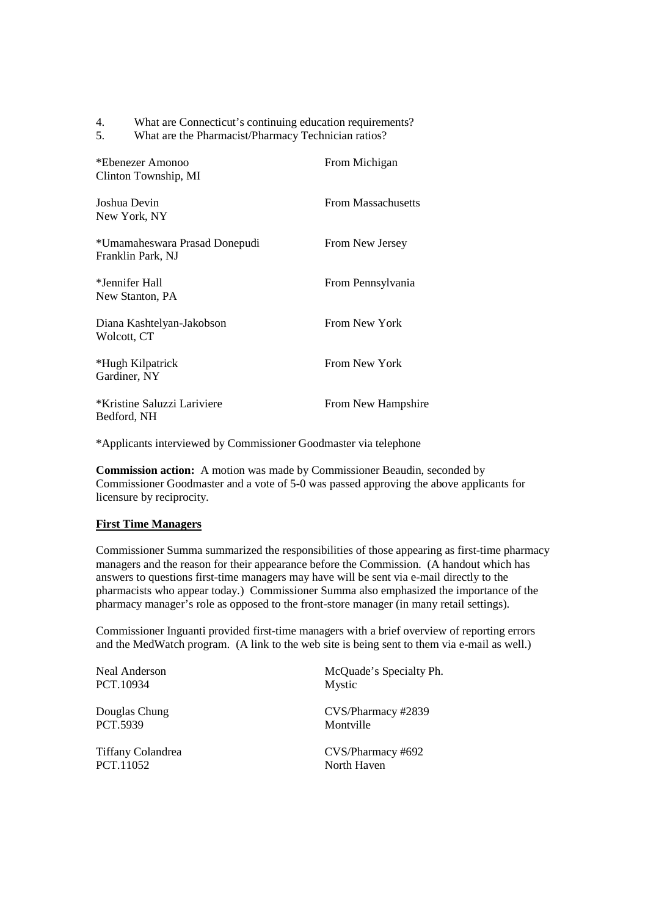4. What are Connecticut's continuing education requirements?
5. What are the Pharmacist/Pharmacy Technician ratios?

| | |
|---|---|
| *Ebenezer Amonoo<br>Clinton Township, MI | From Michigan |
| Joshua Devin<br>New York, NY | From Massachusetts |
| *Umamaheswara Prasad Donepudi<br>Franklin Park, NJ | From New Jersey |
| *Jennifer Hall<br>New Stanton, PA | From Pennsylvania |
| Diana Kashtelyan-Jakobson<br>Wolcott, CT | From New York |
| *Hugh Kilpatrick<br>Gardiner, NY | From New York |
| *Kristine Saluzzi Lariviere<br>Bedford, NH | From New Hampshire |

*Applicants interviewed by Commissioner Goodmaster via telephone

**Commission action:** A motion was made by Commissioner Beaudin, seconded by Commissioner Goodmaster and a vote of 5-0 was passed approving the above applicants for licensure by reciprocity.

**First Time Managers**

Commissioner Summa summarized the responsibilities of those appearing as first-time pharmacy managers and the reason for their appearance before the Commission. (A handout which has answers to questions first-time managers may have will be sent via e-mail directly to the pharmacists who appear today.) Commissioner Summa also emphasized the importance of the pharmacy manager's role as opposed to the front-store manager (in many retail settings).

Commissioner Inguanti provided first-time managers with a brief overview of reporting errors and the MedWatch program. (A link to the web site is being sent to them via e-mail as well.)

| | |
|---|---|
| Neal Anderson<br>PCT.10934 | McQuade's Specialty Ph.<br>Mystic |
| Douglas Chung<br>PCT.5939 | CVS/Pharmacy #2839<br>Montville |
| Tiffany Colandrea<br>PCT.11052 | CVS/Pharmacy #692<br>North Haven |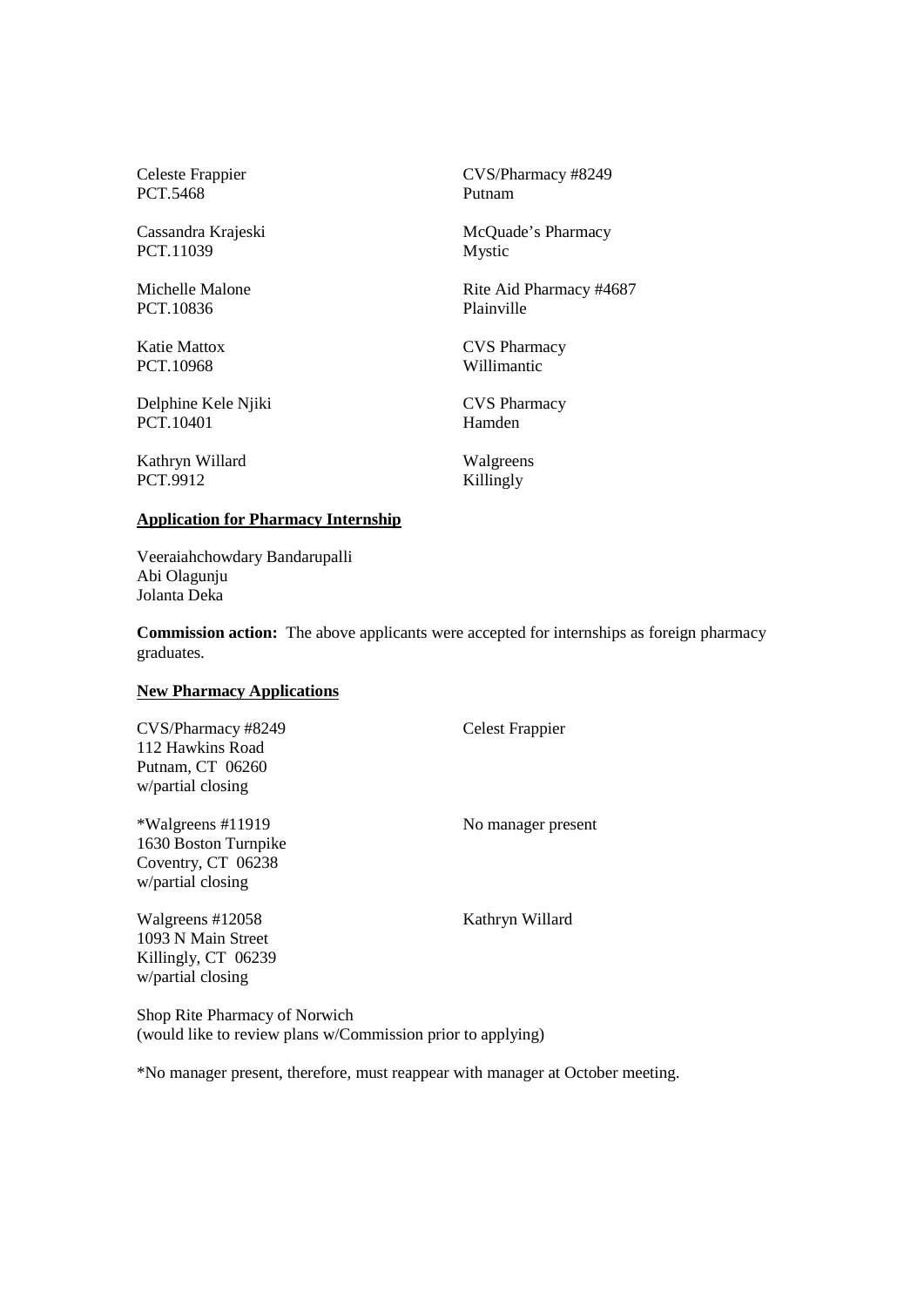| | |
|---|---|
| Celeste Frappier<br>PCT.5468 | CVS/Pharmacy #8249<br>Putnam |
| Cassandra Krajeski<br>PCT.11039 | McQuade's Pharmacy<br>Mystic |
| Michelle Malone<br>PCT.10836 | Rite Aid Pharmacy #4687<br>Plainville |
| Katie Mattox<br>PCT.10968 | CVS Pharmacy<br>Willimantic |
| Delphine Kele Njiki<br>PCT.10401 | CVS Pharmacy<br>Hamden |
| Kathryn Willard<br>PCT.9912 | Walgreens<br>Killingly |

**Application for Pharmacy Internship**

Veeraiahchowdary Bandarupalli
Abi Olagunju
Jolanta Deka

**Commission action:** The above applicants were accepted for internships as foreign pharmacy graduates.

**New Pharmacy Applications**

| | |
|---|---|
| CVS/Pharmacy #8249<br>112 Hawkins Road<br>Putnam, CT 06260<br>w/partial closing | Celest Frappier |
| *Walgreens #11919<br>1630 Boston Turnpike<br>Coventry, CT 06238<br>w/partial closing | No manager present |
| Walgreens #12058<br>1093 N Main Street<br>Killingly, CT 06239<br>w/partial closing | Kathryn Willard |

Shop Rite Pharmacy of Norwich
(would like to review plans w/Commission prior to applying)

*No manager present, therefore, must reappear with manager at October meeting.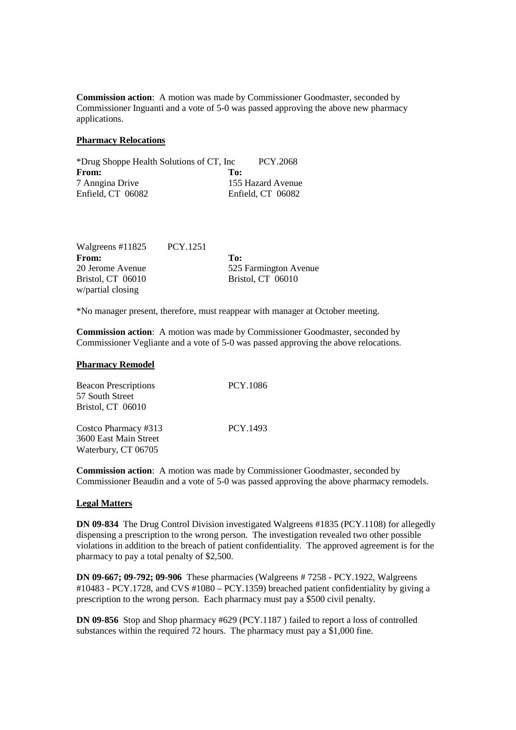**Commission action**: A motion was made by Commissioner Goodmaster, seconded by Commissioner Inguanti and a vote of 5-0 was passed approving the above new pharmacy applications.

**Pharmacy Relocations**

*Drug Shoppe Health Solutions of CT, Inc PCY.2068

| **From:** | **To:** |
|---|---|
| 7 Anngina Drive | 155 Hazard Avenue |
| Enfield, CT 06082 | Enfield, CT 06082 |

Walgreens #11825 PCY.1251

| **From:** | **To:** |
|---|---|
| 20 Jerome Avenue | 525 Farmington Avenue |
| Bristol, CT 06010 | Bristol, CT 06010 |
| w/partial closing | |

*No manager present, therefore, must reappear with manager at October meeting.

**Commission action**: A motion was made by Commissioner Goodmaster, seconded by Commissioner Vegliante and a vote of 5-0 was passed approving the above relocations.

**Pharmacy Remodel**

Beacon Prescriptions PCY.1086
57 South Street
Bristol, CT 06010

Costco Pharmacy #313 PCY.1493
3600 East Main Street
Waterbury, CT 06705

**Commission action**: A motion was made by Commissioner Goodmaster, seconded by Commissioner Beaudin and a vote of 5-0 was passed approving the above pharmacy remodels.

**Legal Matters**

**DN 09-834** The Drug Control Division investigated Walgreens #1835 (PCY.1108) for allegedly dispensing a prescription to the wrong person. The investigation revealed two other possible violations in addition to the breach of patient confidentiality. The approved agreement is for the pharmacy to pay a total penalty of $2,500.

**DN 09-667; 09-792; 09-906** These pharmacies (Walgreens # 7258 - PCY.1922, Walgreens #10483 - PCY.1728, and CVS #1080 – PCY.1359) breached patient confidentiality by giving a prescription to the wrong person. Each pharmacy must pay a $500 civil penalty.

**DN 09-856** Stop and Shop pharmacy #629 (PCY.1187 ) failed to report a loss of controlled substances within the required 72 hours. The pharmacy must pay a $1,000 fine.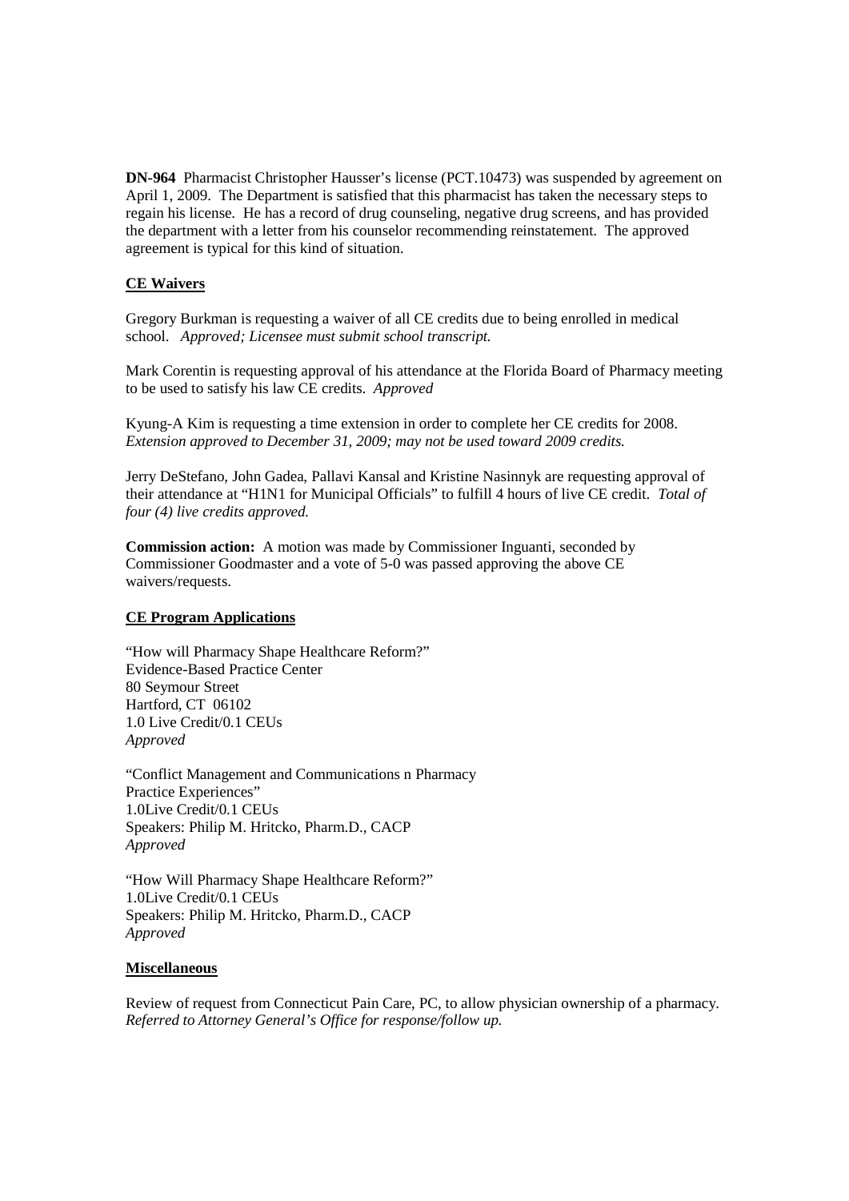**DN-964** Pharmacist Christopher Hausser's license (PCT.10473) was suspended by agreement on April 1, 2009. The Department is satisfied that this pharmacist has taken the necessary steps to regain his license. He has a record of drug counseling, negative drug screens, and has provided the department with a letter from his counselor recommending reinstatement. The approved agreement is typical for this kind of situation.

## CE Waivers

Gregory Burkman is requesting a waiver of all CE credits due to being enrolled in medical school. *Approved; Licensee must submit school transcript.*

Mark Corentin is requesting approval of his attendance at the Florida Board of Pharmacy meeting to be used to satisfy his law CE credits. *Approved*

Kyung-A Kim is requesting a time extension in order to complete her CE credits for 2008. *Extension approved to December 31, 2009; may not be used toward 2009 credits.*

Jerry DeStefano, John Gadea, Pallavi Kansal and Kristine Nasinnyk are requesting approval of their attendance at "H1N1 for Municipal Officials" to fulfill 4 hours of live CE credit. *Total of four (4) live credits approved.*

**Commission action:** A motion was made by Commissioner Inguanti, seconded by Commissioner Goodmaster and a vote of 5-0 was passed approving the above CE waivers/requests.

## CE Program Applications

"How will Pharmacy Shape Healthcare Reform?"
Evidence-Based Practice Center
80 Seymour Street
Hartford, CT 06102
1.0 Live Credit/0.1 CEUs
*Approved*

"Conflict Management and Communications n Pharmacy Practice Experiences"
1.0Live Credit/0.1 CEUs
Speakers: Philip M. Hritcko, Pharm.D., CACP
*Approved*

"How Will Pharmacy Shape Healthcare Reform?"
1.0Live Credit/0.1 CEUs
Speakers: Philip M. Hritcko, Pharm.D., CACP
*Approved*

## Miscellaneous

Review of request from Connecticut Pain Care, PC, to allow physician ownership of a pharmacy. *Referred to Attorney General's Office for response/follow up.*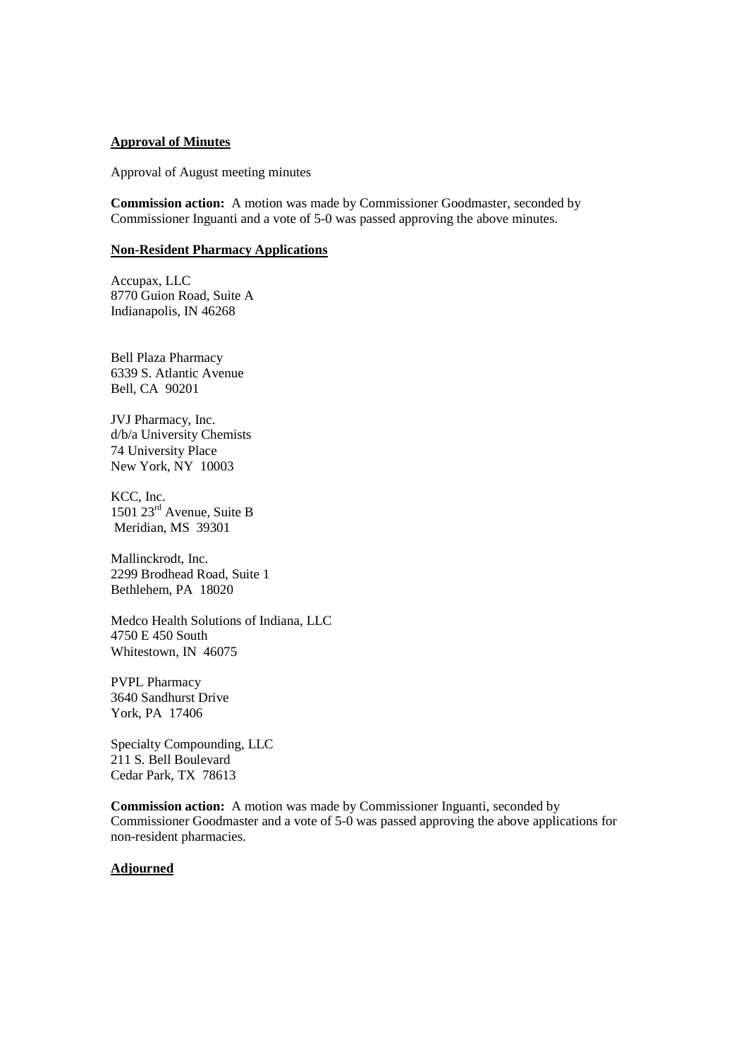**Approval of Minutes**

Approval of August meeting minutes

**Commission action:** A motion was made by Commissioner Goodmaster, seconded by Commissioner Inguanti and a vote of 5-0 was passed approving the above minutes.

**Non-Resident Pharmacy Applications**

Accupax, LLC
8770 Guion Road, Suite A
Indianapolis, IN 46268

Bell Plaza Pharmacy
6339 S. Atlantic Avenue
Bell, CA 90201

JVJ Pharmacy, Inc.
d/b/a University Chemists
74 University Place
New York, NY 10003

KCC, Inc.
1501 23rd Avenue, Suite B
Meridian, MS 39301

Mallinckrodt, Inc.
2299 Brodhead Road, Suite 1
Bethlehem, PA 18020

Medco Health Solutions of Indiana, LLC
4750 E 450 South
Whitestown, IN 46075

PVPL Pharmacy
3640 Sandhurst Drive
York, PA 17406

Specialty Compounding, LLC
211 S. Bell Boulevard
Cedar Park, TX 78613

**Commission action:** A motion was made by Commissioner Inguanti, seconded by Commissioner Goodmaster and a vote of 5-0 was passed approving the above applications for non-resident pharmacies.

**Adjourned**